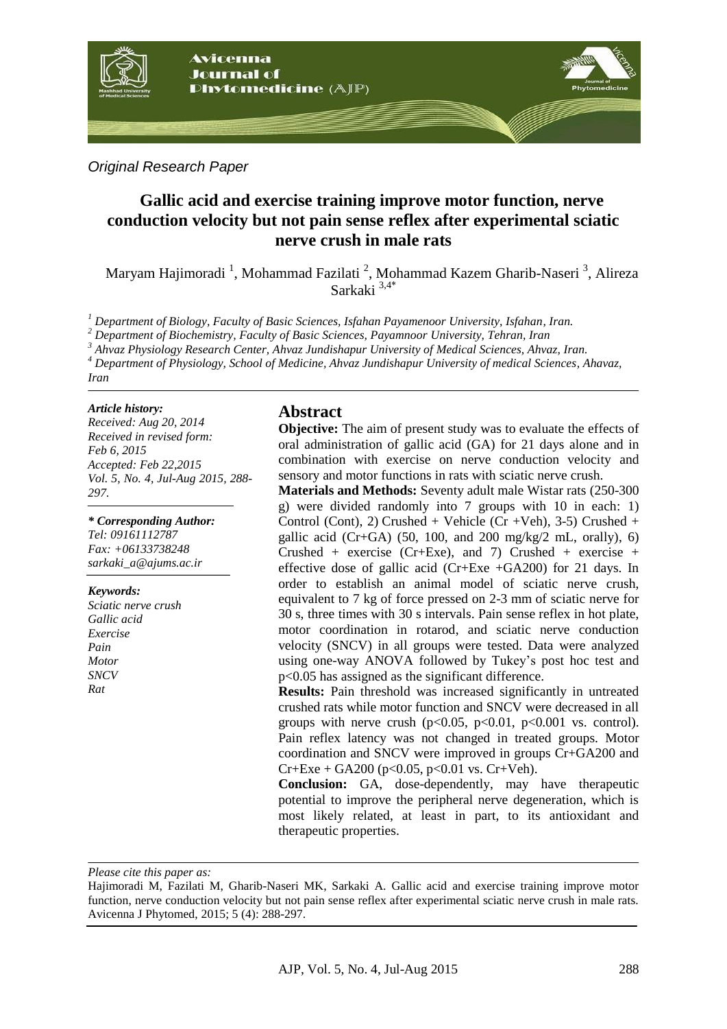*Original Research Paper*

# Gallic acid and exercise training improve motor function, nerve conduction velocity but not pain sense reflex after experimental sciatic nerve crush in male rats

Maryam Hajimoradi [1], Mohammad Fazilati [2], Mohammad Kazem Gharib-Naseri [3], Alireza Sarkaki [3,4*]

[1] *Department of Biology, Faculty of Basic Sciences, Isfahan Payamenoor University, Isfahan, Iran.*
[2] *Department of Biochemistry, Faculty of Basic Sciences, Payamnoor University, Tehran, Iran*
[3] *Ahvaz Physiology Research Center, Ahvaz Jundishapur University of Medical Sciences, Ahvaz, Iran.*
[4] *Department of Physiology, School of Medicine, Ahvaz Jundishapur University of medical Sciences, Ahavaz, Iran*

***Article history:***
*Received: Aug 20, 2014*
*Received in revised form: Feb 6, 2015*
*Accepted: Feb 22,2015*
*Vol. 5, No. 4, Jul-Aug 2015, 288-297.*

***\* Corresponding Author:***
*Tel: 09161112787*
*Fax: +06133738248*
*sarkaki_a@ajums.ac.ir*

***Keywords:***
*Sciatic nerve crush*
*Gallic acid*
*Exercise*
*Pain*
*Motor*
*SNCV*
*Rat*

## Abstract

**Objective:** The aim of present study was to evaluate the effects of oral administration of gallic acid (GA) for 21 days alone and in combination with exercise on nerve conduction velocity and sensory and motor functions in rats with sciatic nerve crush.

**Materials and Methods:** Seventy adult male Wistar rats (250-300 g) were divided randomly into 7 groups with 10 in each: 1) Control (Cont), 2) Crushed + Vehicle (Cr +Veh), 3-5) Crushed + gallic acid (Cr+GA) (50, 100, and 200 mg/kg/2 mL, orally), 6) Crushed + exercise (Cr+Exe), and 7) Crushed + exercise + effective dose of gallic acid (Cr+Exe +GA200) for 21 days. In order to establish an animal model of sciatic nerve crush, equivalent to 7 kg of force pressed on 2-3 mm of sciatic nerve for 30 s, three times with 30 s intervals. Pain sense reflex in hot plate, motor coordination in rotarod, and sciatic nerve conduction velocity (SNCV) in all groups were tested. Data were analyzed using one-way ANOVA followed by Tukey's post hoc test and $p<0.05$ has assigned as the significant difference.

**Results:** Pain threshold was increased significantly in untreated crushed rats while motor function and SNCV were decreased in all groups with nerve crush ($p<0.05$, $p<0.01$, $p<0.001$ vs. control). Pain reflex latency was not changed in treated groups. Motor coordination and SNCV were improved in groups Cr+GA200 and Cr+Exe + GA200 ($p<0.05$, $p<0.01$ vs. Cr+Veh).

**Conclusion:** GA, dose-dependently, may have therapeutic potential to improve the peripheral nerve degeneration, which is most likely related, at least in part, to its antioxidant and therapeutic properties.

*Please cite this paper as:*

Hajimoradi M, Fazilati M, Gharib-Naseri MK, Sarkaki A. Gallic acid and exercise training improve motor function, nerve conduction velocity but not pain sense reflex after experimental sciatic nerve crush in male rats. Avicenna J Phytomed, 2015; 5 (4): 288-297.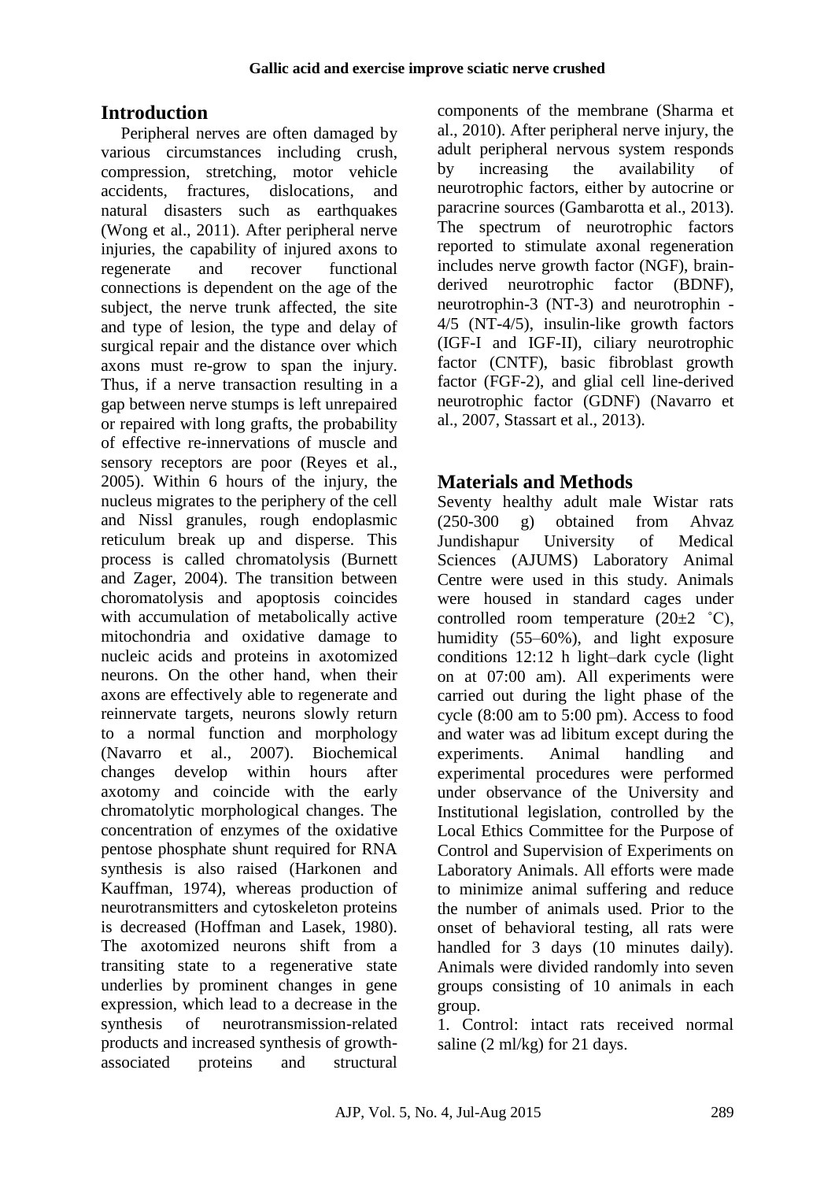## Introduction

Peripheral nerves are often damaged by various circumstances including crush, compression, stretching, motor vehicle accidents, fractures, dislocations, and natural disasters such as earthquakes (Wong et al., 2011). After peripheral nerve injuries, the capability of injured axons to regenerate and recover functional connections is dependent on the age of the subject, the nerve trunk affected, the site and type of lesion, the type and delay of surgical repair and the distance over which axons must re-grow to span the injury. Thus, if a nerve transaction resulting in a gap between nerve stumps is left unrepaired or repaired with long grafts, the probability of effective re-innervations of muscle and sensory receptors are poor (Reyes et al., 2005). Within 6 hours of the injury, the nucleus migrates to the periphery of the cell and Nissl granules, rough endoplasmic reticulum break up and disperse. This process is called chromatolysis (Burnett and Zager, 2004). The transition between choromatolysis and apoptosis coincides with accumulation of metabolically active mitochondria and oxidative damage to nucleic acids and proteins in axotomized neurons. On the other hand, when their axons are effectively able to regenerate and reinnervate targets, neurons slowly return to a normal function and morphology (Navarro et al., 2007). Biochemical changes develop within hours after axotomy and coincide with the early chromatolytic morphological changes. The concentration of enzymes of the oxidative pentose phosphate shunt required for RNA synthesis is also raised (Harkonen and Kauffman, 1974), whereas production of neurotransmitters and cytoskeleton proteins is decreased (Hoffman and Lasek, 1980). The axotomized neurons shift from a transiting state to a regenerative state underlies by prominent changes in gene expression, which lead to a decrease in the synthesis of neurotransmission-related products and increased synthesis of growth-associated proteins and structural components of the membrane (Sharma et al., 2010). After peripheral nerve injury, the adult peripheral nervous system responds by increasing the availability of neurotrophic factors, either by autocrine or paracrine sources (Gambarotta et al., 2013). The spectrum of neurotrophic factors reported to stimulate axonal regeneration includes nerve growth factor (NGF), brain-derived neurotrophic factor (BDNF), neurotrophin-3 (NT-3) and neurotrophin - 4/5 (NT-4/5), insulin-like growth factors (IGF-I and IGF-II), ciliary neurotrophic factor (CNTF), basic fibroblast growth factor (FGF-2), and glial cell line-derived neurotrophic factor (GDNF) (Navarro et al., 2007, Stassart et al., 2013).

## Materials and Methods

Seventy healthy adult male Wistar rats (250-300 g) obtained from Ahvaz Jundishapur University of Medical Sciences (AJUMS) Laboratory Animal Centre were used in this study. Animals were housed in standard cages under controlled room temperature (20±2 ˚C), humidity (55–60%), and light exposure conditions 12:12 h light–dark cycle (light on at 07:00 am). All experiments were carried out during the light phase of the cycle (8:00 am to 5:00 pm). Access to food and water was ad libitum except during the experiments. Animal handling and experimental procedures were performed under observance of the University and Institutional legislation, controlled by the Local Ethics Committee for the Purpose of Control and Supervision of Experiments on Laboratory Animals. All efforts were made to minimize animal suffering and reduce the number of animals used. Prior to the onset of behavioral testing, all rats were handled for 3 days (10 minutes daily). Animals were divided randomly into seven groups consisting of 10 animals in each group.

1. Control: intact rats received normal saline (2 ml/kg) for 21 days.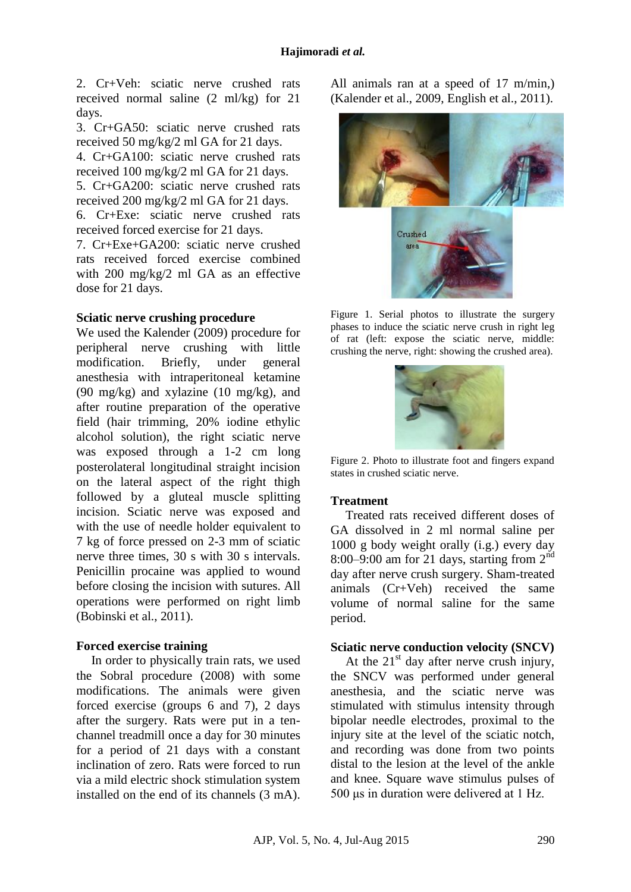2. Cr+Veh: sciatic nerve crushed rats received normal saline (2 ml/kg) for 21 days.

3. Cr+GA50: sciatic nerve crushed rats received 50 mg/kg/2 ml GA for 21 days.

4. Cr+GA100: sciatic nerve crushed rats received 100 mg/kg/2 ml GA for 21 days.

5. Cr+GA200: sciatic nerve crushed rats received 200 mg/kg/2 ml GA for 21 days.

6. Cr+Exe: sciatic nerve crushed rats received forced exercise for 21 days.

7. Cr+Exe+GA200: sciatic nerve crushed rats received forced exercise combined with 200 mg/kg/2 ml GA as an effective dose for 21 days.

### Sciatic nerve crushing procedure

We used the Kalender (2009) procedure for peripheral nerve crushing with little modification. Briefly, under general anesthesia with intraperitoneal ketamine (90 mg/kg) and xylazine (10 mg/kg), and after routine preparation of the operative field (hair trimming, 20% iodine ethylic alcohol solution), the right sciatic nerve was exposed through a 1-2 cm long posterolateral longitudinal straight incision on the lateral aspect of the right thigh followed by a gluteal muscle splitting incision. Sciatic nerve was exposed and with the use of needle holder equivalent to 7 kg of force pressed on 2-3 mm of sciatic nerve three times, 30 s with 30 s intervals. Penicillin procaine was applied to wound before closing the incision with sutures. All operations were performed on right limb (Bobinski et al., 2011).

### Forced exercise training

In order to physically train rats, we used the Sobral procedure (2008) with some modifications. The animals were given forced exercise (groups 6 and 7), 2 days after the surgery. Rats were put in a ten-channel treadmill once a day for 30 minutes for a period of 21 days with a constant inclination of zero. Rats were forced to run via a mild electric shock stimulation system installed on the end of its channels (3 mA). All animals ran at a speed of 17 m/min,) (Kalender et al., 2009, English et al., 2011).

Figure 1. Serial photos to illustrate the surgery phases to induce the sciatic nerve crush in right leg of rat (left: expose the sciatic nerve, middle: crushing the nerve, right: showing the crushed area).

Figure 2. Photo to illustrate foot and fingers expand states in crushed sciatic nerve.

### Treatment

Treated rats received different doses of GA dissolved in 2 ml normal saline per 1000 g body weight orally (i.g.) every day 8:00–9:00 am for 21 days, starting from 2nd day after nerve crush surgery. Sham-treated animals (Cr+Veh) received the same volume of normal saline for the same period.

### Sciatic nerve conduction velocity (SNCV)

At the 21st day after nerve crush injury, the SNCV was performed under general anesthesia, and the sciatic nerve was stimulated with stimulus intensity through bipolar needle electrodes, proximal to the injury site at the level of the sciatic notch, and recording was done from two points distal to the lesion at the level of the ankle and knee. Square wave stimulus pulses of 500 μs in duration were delivered at 1 Hz.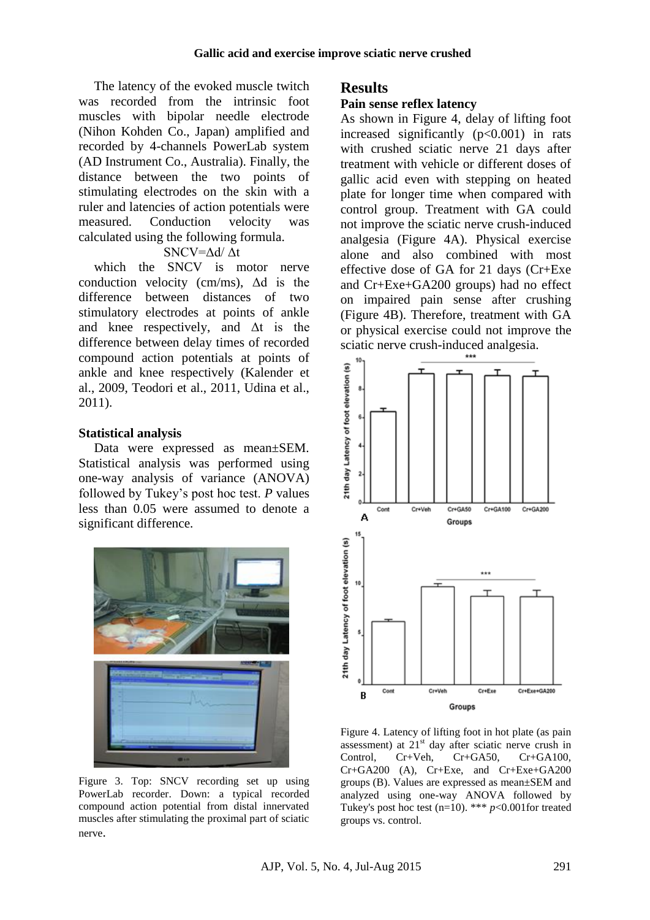The latency of the evoked muscle twitch was recorded from the intrinsic foot muscles with bipolar needle electrode (Nihon Kohden Co., Japan) amplified and recorded by 4-channels PowerLab system (AD Instrument Co., Australia). Finally, the distance between the two points of stimulating electrodes on the skin with a ruler and latencies of action potentials were measured. Conduction velocity was calculated using the following formula.

$$SNCV = \Delta d / \Delta t$$

which the SNCV is motor nerve conduction velocity (cm/ms), $\Delta d$ is the difference between distances of two stimulatory electrodes at points of ankle and knee respectively, and $\Delta t$ is the difference between delay times of recorded compound action potentials at points of ankle and knee respectively (Kalender et al., 2009, Teodori et al., 2011, Udina et al., 2011).

### Statistical analysis

Data were expressed as mean±SEM. Statistical analysis was performed using one-way analysis of variance (ANOVA) followed by Tukey's post hoc test. *P* values less than 0.05 were assumed to denote a significant difference.

Figure 3. Top: SNCV recording set up using PowerLab recorder. Down: a typical recorded compound action potential from distal innervated muscles after stimulating the proximal part of sciatic nerve.

## Results

### Pain sense reflex latency

As shown in Figure 4, delay of lifting foot increased significantly ($p<0.001$) in rats with crushed sciatic nerve 21 days after treatment with vehicle or different doses of gallic acid even with stepping on heated plate for longer time when compared with control group. Treatment with GA could not improve the sciatic nerve crush-induced analgesia (Figure 4A). Physical exercise alone and also combined with most effective dose of GA for 21 days (Cr+Exe and Cr+Exe+GA200 groups) had no effect on impaired pain sense after crushing (Figure 4B). Therefore, treatment with GA or physical exercise could not improve the sciatic nerve crush-induced analgesia.

Figure 4. Latency of lifting foot in hot plate (as pain assessment) at 21[st] day after sciatic nerve crush in Control, Cr+Veh, Cr+GA50, Cr+GA100, Cr+GA200 (A), Cr+Exe, and Cr+Exe+GA200 groups (B). Values are expressed as mean±SEM and analyzed using one-way ANOVA followed by Tukey's post hoc test (n=10). *** $p<0.001$for treated groups vs. control.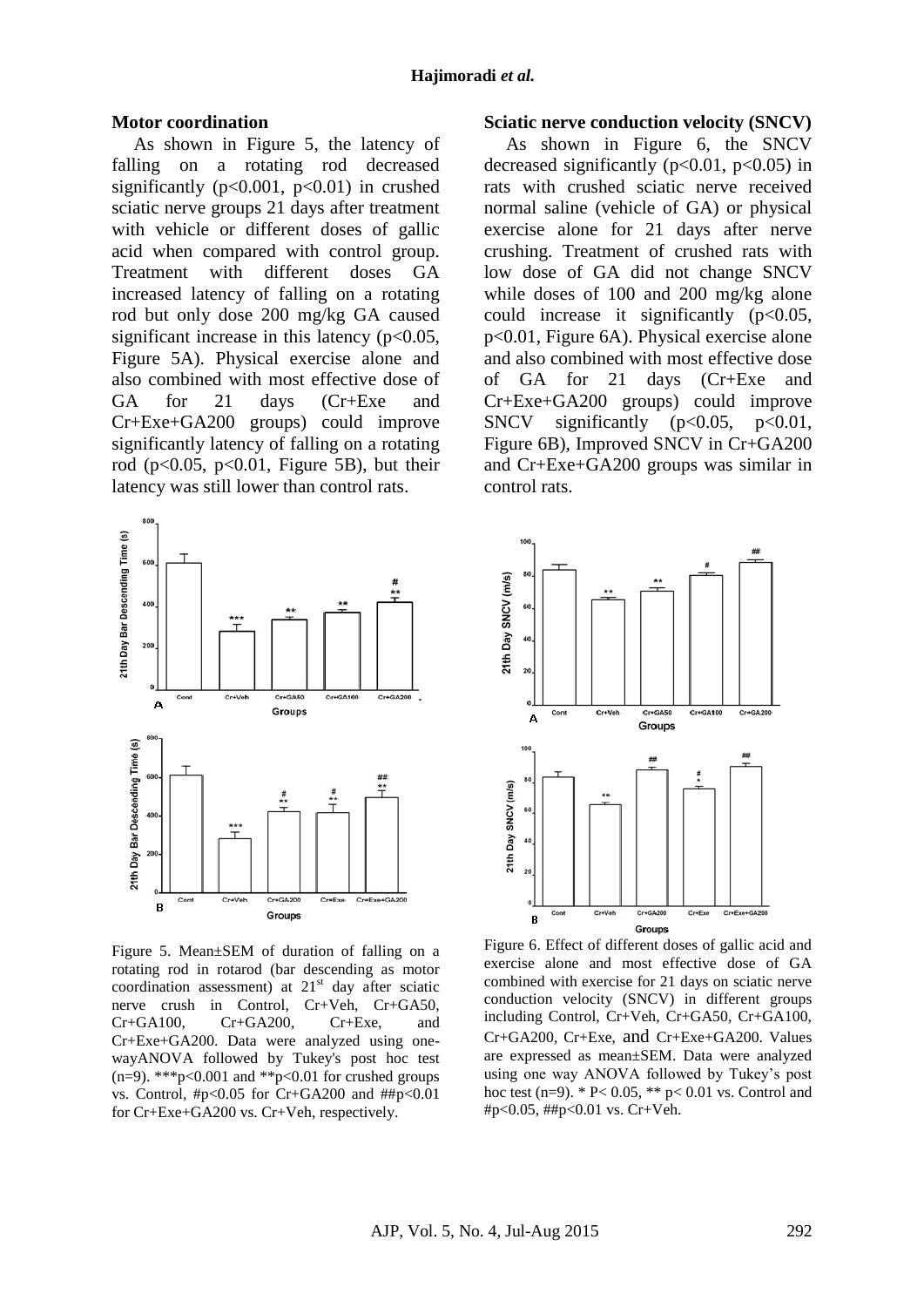### Motor coordination

As shown in Figure 5, the latency of falling on a rotating rod decreased significantly ($p<0.001$, $p<0.01$) in crushed sciatic nerve groups 21 days after treatment with vehicle or different doses of gallic acid when compared with control group. Treatment with different doses GA increased latency of falling on a rotating rod but only dose 200 mg/kg GA caused significant increase in this latency ($p<0.05$, Figure 5A). Physical exercise alone and also combined with most effective dose of GA for 21 days (Cr+Exe and Cr+Exe+GA200 groups) could improve significantly latency of falling on a rotating rod ($p<0.05$, $p<0.01$, Figure 5B), but their latency was still lower than control rats.

Figure 5. Mean±SEM of duration of falling on a rotating rod in rotarod (bar descending as motor coordination assessment) at 21st day after sciatic nerve crush in Control, Cr+Veh, Cr+GA50, Cr+GA100, Cr+GA200, Cr+Exe, and Cr+Exe+GA200. Data were analyzed using one-wayANOVA followed by Tukey's post hoc test (n=9). ***$p<0.001$ and **$p<0.01$ for crushed groups vs. Control, #$p<0.05$ for Cr+GA200 and ##$p<0.01$ for Cr+Exe+GA200 vs. Cr+Veh, respectively.

### Sciatic nerve conduction velocity (SNCV)

As shown in Figure 6, the SNCV decreased significantly ($p<0.01$, $p<0.05$) in rats with crushed sciatic nerve received normal saline (vehicle of GA) or physical exercise alone for 21 days after nerve crushing. Treatment of crushed rats with low dose of GA did not change SNCV while doses of 100 and 200 mg/kg alone could increase it significantly ($p<0.05$, $p<0.01$, Figure 6A). Physical exercise alone and also combined with most effective dose of GA for 21 days (Cr+Exe and Cr+Exe+GA200 groups) could improve SNCV significantly ($p<0.05$, $p<0.01$, Figure 6B), Improved SNCV in Cr+GA200 and Cr+Exe+GA200 groups was similar in control rats.

Figure 6. Effect of different doses of gallic acid and exercise alone and most effective dose of GA combined with exercise for 21 days on sciatic nerve conduction velocity (SNCV) in different groups including Control, Cr+Veh, Cr+GA50, Cr+GA100, Cr+GA200, Cr+Exe, and Cr+Exe+GA200. Values are expressed as mean±SEM. Data were analyzed using one way ANOVA followed by Tukey's post hoc test (n=9). * $P< 0.05$, ** $p< 0.01$ vs. Control and #$p<0.05$, ##$p<0.01$ vs. Cr+Veh.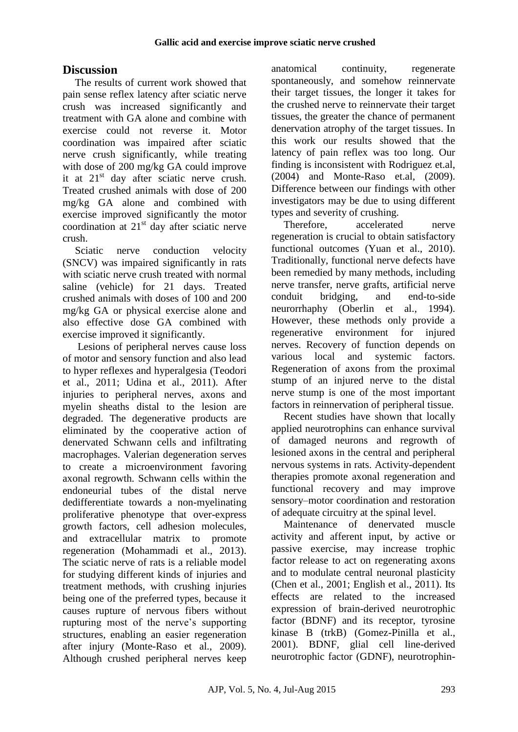## Discussion

The results of current work showed that pain sense reflex latency after sciatic nerve crush was increased significantly and treatment with GA alone and combine with exercise could not reverse it. Motor coordination was impaired after sciatic nerve crush significantly, while treating with dose of 200 mg/kg GA could improve it at 21st day after sciatic nerve crush. Treated crushed animals with dose of 200 mg/kg GA alone and combined with exercise improved significantly the motor coordination at 21st day after sciatic nerve crush.

Sciatic nerve conduction velocity (SNCV) was impaired significantly in rats with sciatic nerve crush treated with normal saline (vehicle) for 21 days. Treated crushed animals with doses of 100 and 200 mg/kg GA or physical exercise alone and also effective dose GA combined with exercise improved it significantly.

Lesions of peripheral nerves cause loss of motor and sensory function and also lead to hyper reflexes and hyperalgesia (Teodori et al., 2011; Udina et al., 2011). After injuries to peripheral nerves, axons and myelin sheaths distal to the lesion are degraded. The degenerative products are eliminated by the cooperative action of denervated Schwann cells and infiltrating macrophages. Valerian degeneration serves to create a microenvironment favoring axonal regrowth. Schwann cells within the endoneurial tubes of the distal nerve dedifferentiate towards a non-myelinating proliferative phenotype that over-express growth factors, cell adhesion molecules, and extracellular matrix to promote regeneration (Mohammadi et al., 2013). The sciatic nerve of rats is a reliable model for studying different kinds of injuries and treatment methods, with crushing injuries being one of the preferred types, because it causes rupture of nervous fibers without rupturing most of the nerve's supporting structures, enabling an easier regeneration after injury (Monte-Raso et al., 2009). Although crushed peripheral nerves keep anatomical continuity, regenerate spontaneously, and somehow reinnervate their target tissues, the longer it takes for the crushed nerve to reinnervate their target tissues, the greater the chance of permanent denervation atrophy of the target tissues. In this work our results showed that the latency of pain reflex was too long. Our finding is inconsistent with Rodriguez et.al, (2004) and Monte-Raso et.al, (2009). Difference between our findings with other investigators may be due to using different types and severity of crushing.

Therefore, accelerated nerve regeneration is crucial to obtain satisfactory functional outcomes (Yuan et al., 2010). Traditionally, functional nerve defects have been remedied by many methods, including nerve transfer, nerve grafts, artificial nerve conduit bridging, and end-to-side neurorrhaphy (Oberlin et al., 1994). However, these methods only provide a regenerative environment for injured nerves. Recovery of function depends on various local and systemic factors. Regeneration of axons from the proximal stump of an injured nerve to the distal nerve stump is one of the most important factors in reinnervation of peripheral tissue.

Recent studies have shown that locally applied neurotrophins can enhance survival of damaged neurons and regrowth of lesioned axons in the central and peripheral nervous systems in rats. Activity-dependent therapies promote axonal regeneration and functional recovery and may improve sensory–motor coordination and restoration of adequate circuitry at the spinal level.

Maintenance of denervated muscle activity and afferent input, by active or passive exercise, may increase trophic factor release to act on regenerating axons and to modulate central neuronal plasticity (Chen et al., 2001; English et al., 2011). Its effects are related to the increased expression of brain-derived neurotrophic factor (BDNF) and its receptor, tyrosine kinase B (trkB) (Gomez-Pinilla et al., 2001). BDNF, glial cell line-derived neurotrophic factor (GDNF), neurotrophin-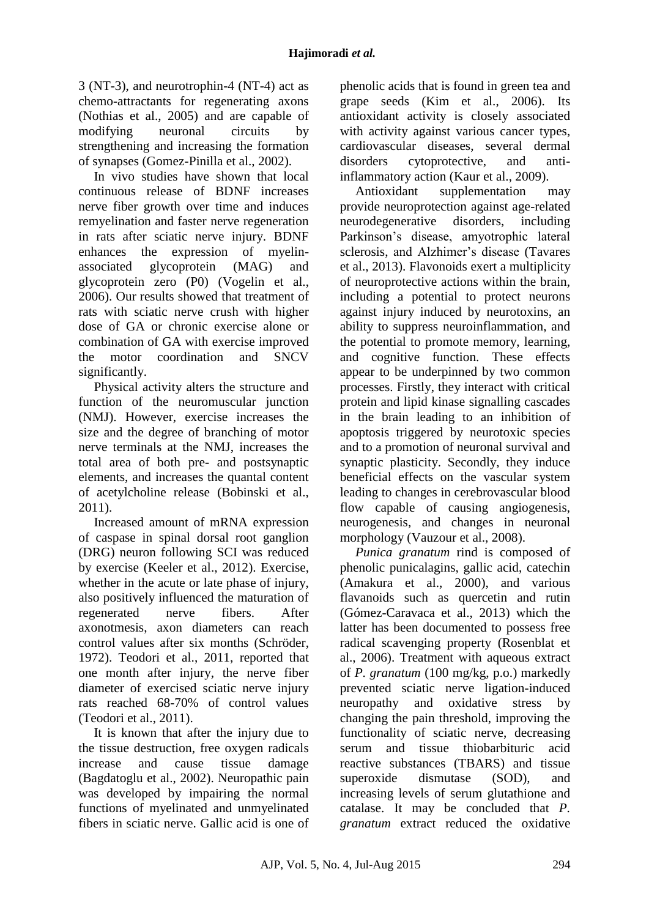3 (NT-3), and neurotrophin-4 (NT-4) act as chemo-attractants for regenerating axons (Nothias et al., 2005) and are capable of modifying neuronal circuits by strengthening and increasing the formation of synapses (Gomez-Pinilla et al., 2002).

In vivo studies have shown that local continuous release of BDNF increases nerve fiber growth over time and induces remyelination and faster nerve regeneration in rats after sciatic nerve injury. BDNF enhances the expression of myelin-associated glycoprotein (MAG) and glycoprotein zero (P0) (Vogelin et al., 2006). Our results showed that treatment of rats with sciatic nerve crush with higher dose of GA or chronic exercise alone or combination of GA with exercise improved the motor coordination and SNCV significantly.

Physical activity alters the structure and function of the neuromuscular junction (NMJ). However, exercise increases the size and the degree of branching of motor nerve terminals at the NMJ, increases the total area of both pre- and postsynaptic elements, and increases the quantal content of acetylcholine release (Bobinski et al., 2011).

Increased amount of mRNA expression of caspase in spinal dorsal root ganglion (DRG) neuron following SCI was reduced by exercise (Keeler et al., 2012). Exercise, whether in the acute or late phase of injury, also positively influenced the maturation of regenerated nerve fibers. After axonotmesis, axon diameters can reach control values after six months (Schröder, 1972). Teodori et al., 2011, reported that one month after injury, the nerve fiber diameter of exercised sciatic nerve injury rats reached 68-70% of control values (Teodori et al., 2011).

It is known that after the injury due to the tissue destruction, free oxygen radicals increase and cause tissue damage (Bagdatoglu et al., 2002). Neuropathic pain was developed by impairing the normal functions of myelinated and unmyelinated fibers in sciatic nerve. Gallic acid is one of phenolic acids that is found in green tea and grape seeds (Kim et al., 2006). Its antioxidant activity is closely associated with activity against various cancer types, cardiovascular diseases, several dermal disorders cytoprotective, and anti-inflammatory action (Kaur et al., 2009).

Antioxidant supplementation may provide neuroprotection against age-related neurodegenerative disorders, including Parkinson's disease, amyotrophic lateral sclerosis, and Alzhimer's disease (Tavares et al., 2013). Flavonoids exert a multiplicity of neuroprotective actions within the brain, including a potential to protect neurons against injury induced by neurotoxins, an ability to suppress neuroinflammation, and the potential to promote memory, learning, and cognitive function. These effects appear to be underpinned by two common processes. Firstly, they interact with critical protein and lipid kinase signalling cascades in the brain leading to an inhibition of apoptosis triggered by neurotoxic species and to a promotion of neuronal survival and synaptic plasticity. Secondly, they induce beneficial effects on the vascular system leading to changes in cerebrovascular blood flow capable of causing angiogenesis, neurogenesis, and changes in neuronal morphology (Vauzour et al., 2008).

*Punica granatum* rind is composed of phenolic punicalagins, gallic acid, catechin (Amakura et al., 2000), and various flavanoids such as quercetin and rutin (Gómez-Caravaca et al., 2013) which the latter has been documented to possess free radical scavenging property (Rosenblat et al., 2006). Treatment with aqueous extract of *P. granatum* (100 mg/kg, p.o.) markedly prevented sciatic nerve ligation-induced neuropathy and oxidative stress by changing the pain threshold, improving the functionality of sciatic nerve, decreasing serum and tissue thiobarbituric acid reactive substances (TBARS) and tissue superoxide dismutase (SOD), and increasing levels of serum glutathione and catalase. It may be concluded that *P. granatum* extract reduced the oxidative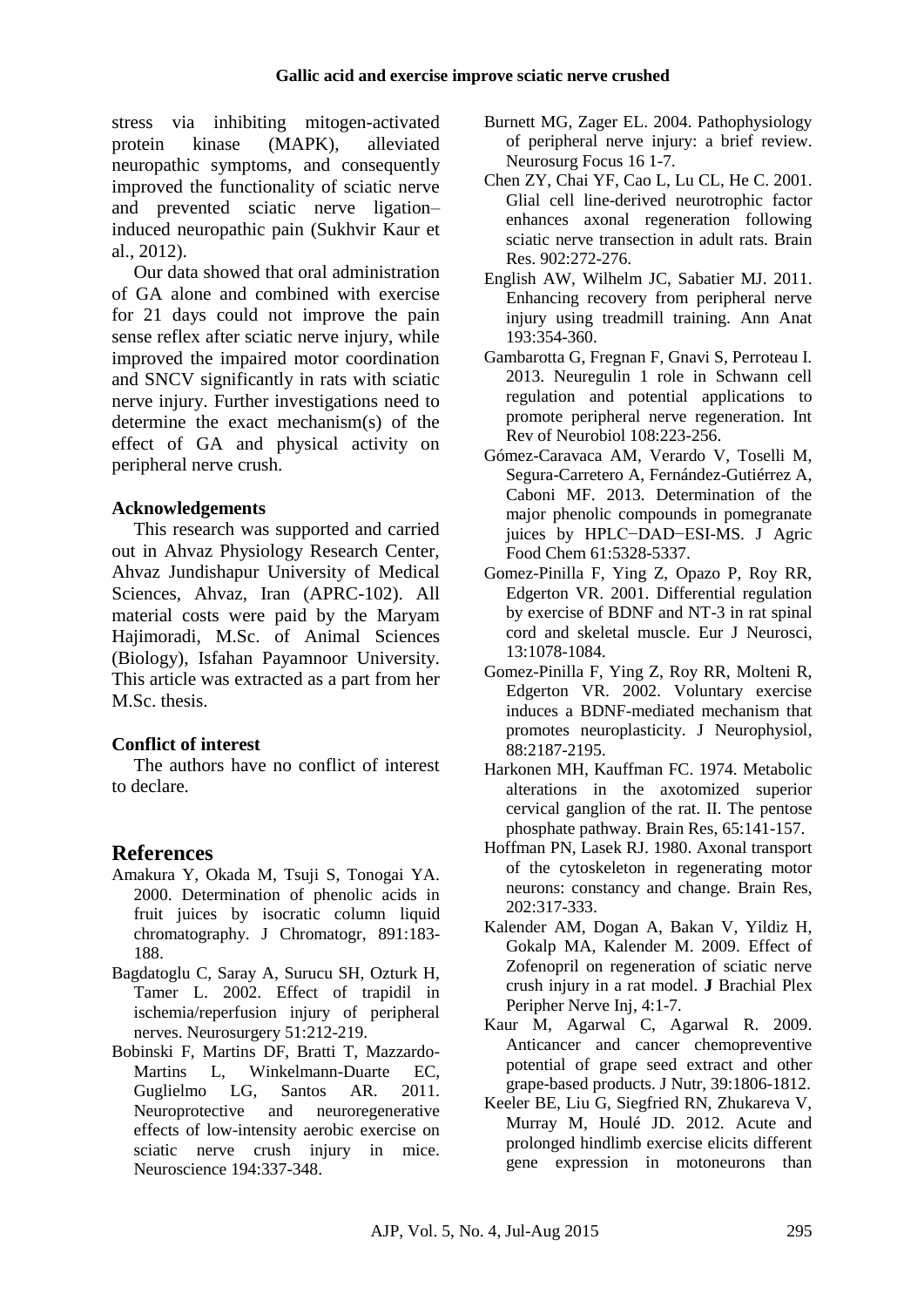stress via inhibiting mitogen-activated protein kinase (MAPK), alleviated neuropathic symptoms, and consequently improved the functionality of sciatic nerve and prevented sciatic nerve ligation–induced neuropathic pain (Sukhvir Kaur et al., 2012).

Our data showed that oral administration of GA alone and combined with exercise for 21 days could not improve the pain sense reflex after sciatic nerve injury, while improved the impaired motor coordination and SNCV significantly in rats with sciatic nerve injury. Further investigations need to determine the exact mechanism(s) of the effect of GA and physical activity on peripheral nerve crush.

### Acknowledgements

This research was supported and carried out in Ahvaz Physiology Research Center, Ahvaz Jundishapur University of Medical Sciences, Ahvaz, Iran (APRC-102). All material costs were paid by the Maryam Hajimoradi, M.Sc. of Animal Sciences (Biology), Isfahan Payamnoor University. This article was extracted as a part from her M.Sc. thesis.

### Conflict of interest

The authors have no conflict of interest to declare.

## References

Amakura Y, Okada M, Tsuji S, Tonogai YA. 2000. Determination of phenolic acids in fruit juices by isocratic column liquid chromatography. J Chromatogr, 891:183-188.

Bagdatoglu C, Saray A, Surucu SH, Ozturk H, Tamer L. 2002. Effect of trapidil in ischemia/reperfusion injury of peripheral nerves. Neurosurgery 51:212-219.

Bobinski F, Martins DF, Bratti T, Mazzardo-Martins L, Winkelmann-Duarte EC, Guglielmo LG, Santos AR. 2011. Neuroprotective and neuroregenerative effects of low-intensity aerobic exercise on sciatic nerve crush injury in mice. Neuroscience 194:337-348.

Burnett MG, Zager EL. 2004. Pathophysiology of peripheral nerve injury: a brief review. Neurosurg Focus 16 1-7.

Chen ZY, Chai YF, Cao L, Lu CL, He C. 2001. Glial cell line-derived neurotrophic factor enhances axonal regeneration following sciatic nerve transection in adult rats. Brain Res. 902:272-276.

English AW, Wilhelm JC, Sabatier MJ. 2011. Enhancing recovery from peripheral nerve injury using treadmill training. Ann Anat 193:354-360.

Gambarotta G, Fregnan F, Gnavi S, Perroteau I. 2013. Neuregulin 1 role in Schwann cell regulation and potential applications to promote peripheral nerve regeneration. Int Rev of Neurobiol 108:223-256.

Gómez-Caravaca AM, Verardo V, Toselli M, Segura-Carretero A, Fernández-Gutiérrez A, Caboni MF. 2013. Determination of the major phenolic compounds in pomegranate juices by HPLC−DAD−ESI-MS. J Agric Food Chem 61:5328-5337.

Gomez-Pinilla F, Ying Z, Opazo P, Roy RR, Edgerton VR. 2001. Differential regulation by exercise of BDNF and NT-3 in rat spinal cord and skeletal muscle. Eur J Neurosci, 13:1078-1084.

Gomez-Pinilla F, Ying Z, Roy RR, Molteni R, Edgerton VR. 2002. Voluntary exercise induces a BDNF-mediated mechanism that promotes neuroplasticity. J Neurophysiol, 88:2187-2195.

Harkonen MH, Kauffman FC. 1974. Metabolic alterations in the axotomized superior cervical ganglion of the rat. II. The pentose phosphate pathway. Brain Res, 65:141-157.

Hoffman PN, Lasek RJ. 1980. Axonal transport of the cytoskeleton in regenerating motor neurons: constancy and change. Brain Res, 202:317-333.

Kalender AM, Dogan A, Bakan V, Yildiz H, Gokalp MA, Kalender M. 2009. Effect of Zofenopril on regeneration of sciatic nerve crush injury in a rat model. **J** Brachial Plex Peripher Nerve Inj, 4:1-7.

Kaur M, Agarwal C, Agarwal R. 2009. Anticancer and cancer chemopreventive potential of grape seed extract and other grape-based products. J Nutr, 39:1806-1812.

Keeler BE, Liu G, Siegfried RN, Zhukareva V, Murray M, Houlé JD. 2012. Acute and prolonged hindlimb exercise elicits different gene expression in motoneurons than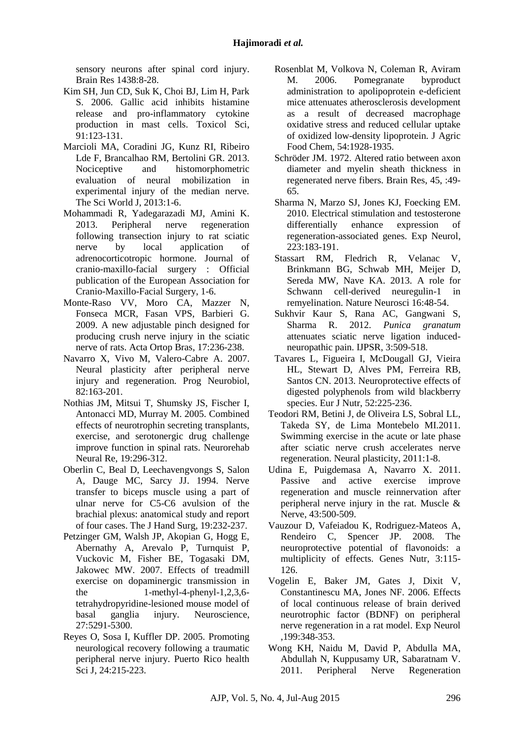sensory neurons after spinal cord injury. Brain Res 1438:8-28.

Kim SH, Jun CD, Suk K, Choi BJ, Lim H, Park S. 2006. Gallic acid inhibits histamine release and pro-inflammatory cytokine production in mast cells. Toxicol Sci, 91:123-131.

Marcioli MA, Coradini JG, Kunz RI, Ribeiro Lde F, Brancalhao RM, Bertolini GR. 2013. Nociceptive and histomorphometric evaluation of neural mobilization in experimental injury of the median nerve. The Sci World J, 2013:1-6.

Mohammadi R, Yadegarazadi MJ, Amini K. 2013. Peripheral nerve regeneration following transection injury to rat sciatic nerve by local application of adrenocorticotropic hormone. Journal of cranio-maxillo-facial surgery : Official publication of the European Association for Cranio-Maxillo-Facial Surgery, 1-6.

Monte-Raso VV, Moro CA, Mazzer N, Fonseca MCR, Fasan VPS, Barbieri G. 2009. A new adjustable pinch designed for producing crush nerve injury in the sciatic nerve of rats. Acta Ortop Bras, 17:236-238.

Navarro X, Vivo M, Valero-Cabre A. 2007. Neural plasticity after peripheral nerve injury and regeneration. Prog Neurobiol, 82:163-201.

Nothias JM, Mitsui T, Shumsky JS, Fischer I, Antonacci MD, Murray M. 2005. Combined effects of neurotrophin secreting transplants, exercise, and serotonergic drug challenge improve function in spinal rats. Neurorehab Neural Re, 19:296-312.

Oberlin C, Beal D, Leechavengvongs S, Salon A, Dauge MC, Sarcy JJ. 1994. Nerve transfer to biceps muscle using a part of ulnar nerve for C5-C6 avulsion of the brachial plexus: anatomical study and report of four cases. The J Hand Surg, 19:232-237.

Petzinger GM, Walsh JP, Akopian G, Hogg E, Abernathy A, Arevalo P, Turnquist P, Vuckovic M, Fisher BE, Togasaki DM, Jakowec MW. 2007. Effects of treadmill exercise on dopaminergic transmission in the 1-methyl-4-phenyl-1,2,3,6-tetrahydropyridine-lesioned mouse model of basal ganglia injury. Neuroscience, 27:5291-5300.

Reyes O, Sosa I, Kuffler DP. 2005. Promoting neurological recovery following a traumatic peripheral nerve injury. Puerto Rico health Sci J, 24:215-223.

Rosenblat M, Volkova N, Coleman R, Aviram M. 2006. Pomegranate byproduct administration to apolipoprotein e-deficient mice attenuates atherosclerosis development as a result of decreased macrophage oxidative stress and reduced cellular uptake of oxidized low-density lipoprotein. J Agric Food Chem, 54:1928-1935.

Schröder JM. 1972. Altered ratio between axon diameter and myelin sheath thickness in regenerated nerve fibers. Brain Res, 45, :49-65.

Sharma N, Marzo SJ, Jones KJ, Foecking EM. 2010. Electrical stimulation and testosterone differentially enhance expression of regeneration-associated genes. Exp Neurol, 223:183-191.

Stassart RM, Fledrich R, Velanac V, Brinkmann BG, Schwab MH, Meijer D, Sereda MW, Nave KA. 2013. A role for Schwann cell-derived neuregulin-1 in remyelination. Nature Neurosci 16:48-54.

Sukhvir Kaur S, Rana AC, Gangwani S, Sharma R. 2012. *Punica granatum* attenuates sciatic nerve ligation induced-neuropathic pain. IJPSR, 3:509-518.

Tavares L, Figueira I, McDougall GJ, Vieira HL, Stewart D, Alves PM, Ferreira RB, Santos CN. 2013. Neuroprotective effects of digested polyphenols from wild blackberry species. Eur J Nutr, 52:225-236.

Teodori RM, Betini J, de Oliveira LS, Sobral LL, Takeda SY, de Lima Montebelo MI.2011. Swimming exercise in the acute or late phase after sciatic nerve crush accelerates nerve regeneration. Neural plasticity, 2011:1-8.

Udina E, Puigdemasa A, Navarro X. 2011. Passive and active exercise improve regeneration and muscle reinnervation after peripheral nerve injury in the rat. Muscle & Nerve, 43:500-509.

Vauzour D, Vafeiadou K, Rodriguez-Mateos A, Rendeiro C, Spencer JP. 2008. The neuroprotective potential of flavonoids: a multiplicity of effects. Genes Nutr, 3:115-126.

Vogelin E, Baker JM, Gates J, Dixit V, Constantinescu MA, Jones NF. 2006. Effects of local continuous release of brain derived neurotrophic factor (BDNF) on peripheral nerve regeneration in a rat model. Exp Neurol ,199:348-353.

Wong KH, Naidu M, David P, Abdulla MA, Abdullah N, Kuppusamy UR, Sabaratnam V. 2011. Peripheral Nerve Regeneration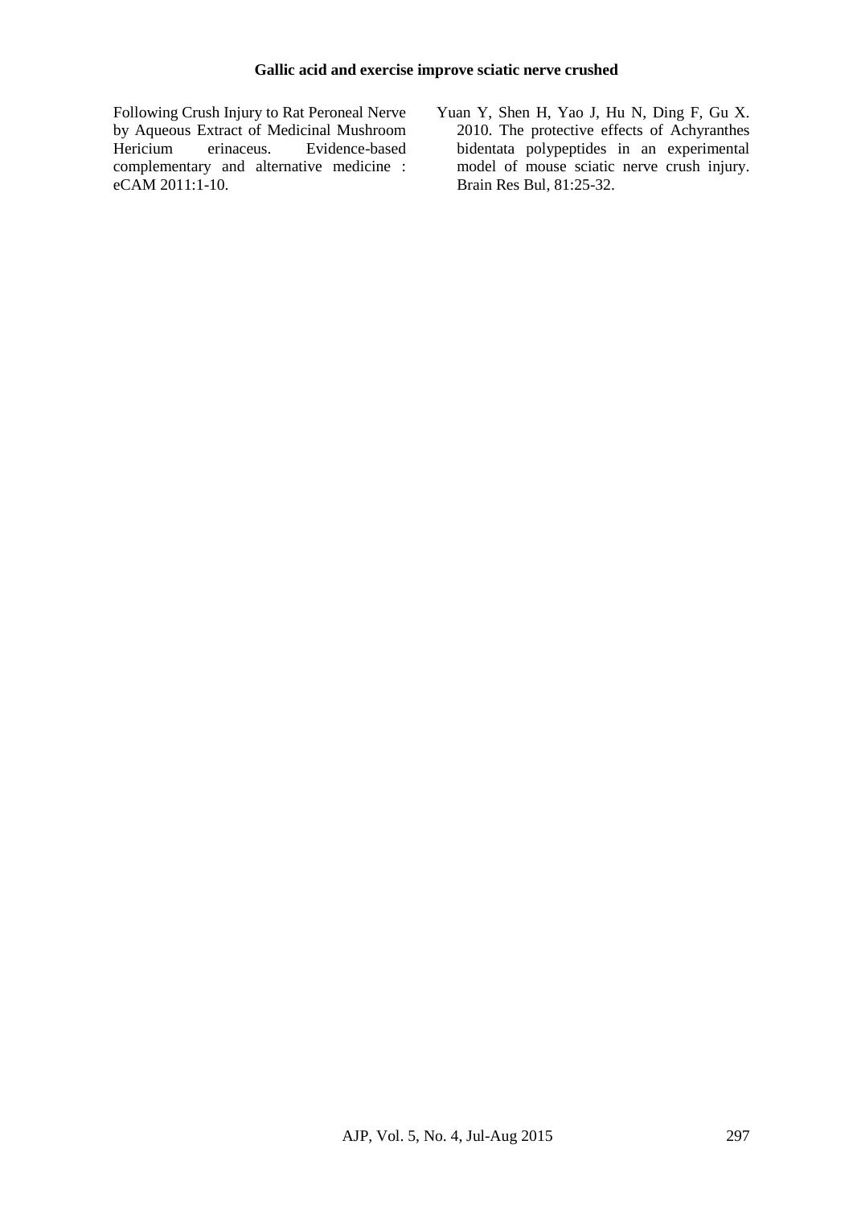Following Crush Injury to Rat Peroneal Nerve by Aqueous Extract of Medicinal Mushroom Hericium erinaceus. Evidence-based complementary and alternative medicine : eCAM 2011:1-10.

Yuan Y, Shen H, Yao J, Hu N, Ding F, Gu X. 2010. The protective effects of Achyranthes bidentata polypeptides in an experimental model of mouse sciatic nerve crush injury. Brain Res Bul, 81:25-32.